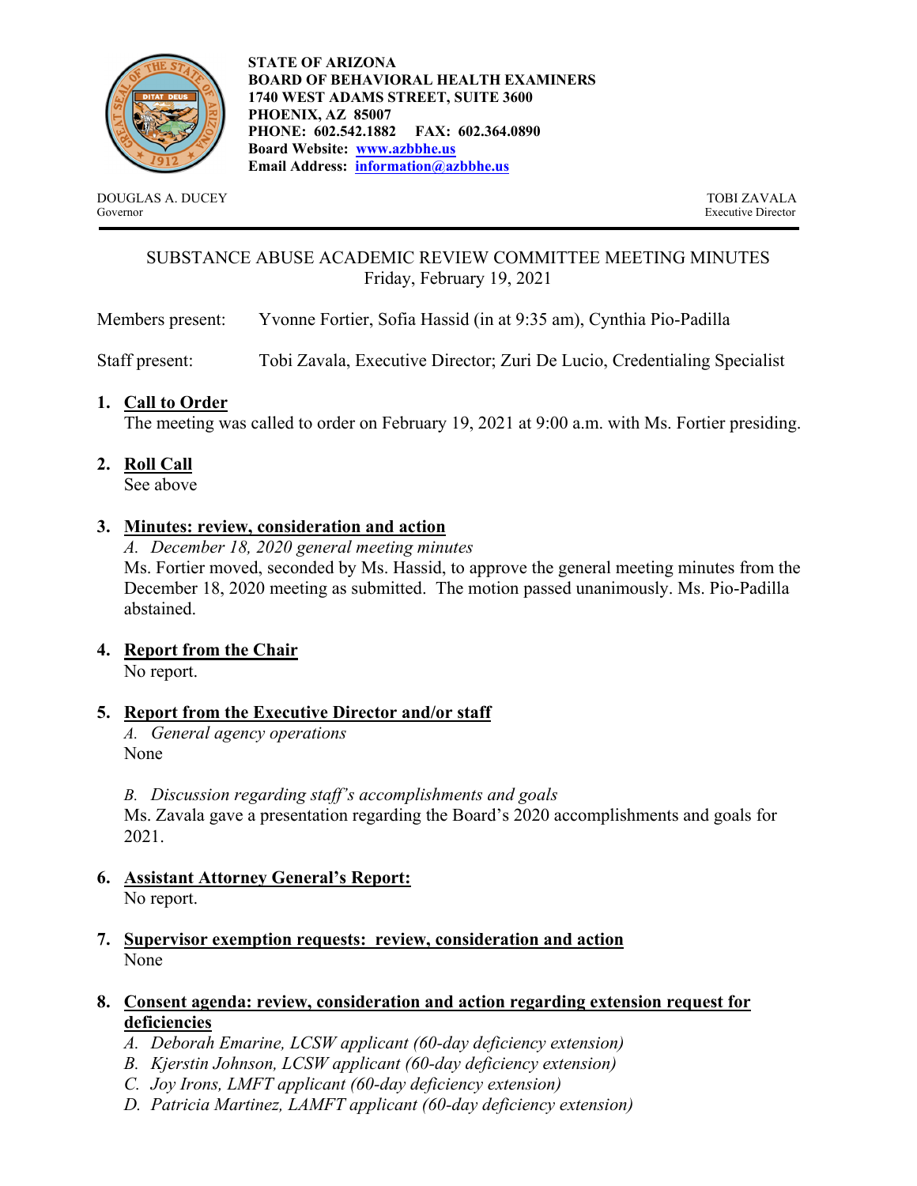**STATE OF ARIZONA**
**BOARD OF BEHAVIORAL HEALTH EXAMINERS**
**1740 WEST ADAMS STREET, SUITE 3600**
**PHOENIX, AZ 85007**
**PHONE: 602.542.1882 FAX: 602.364.0890**
**Board Website: [www.azbbhe.us](http://www.azbbhe.us)**
**Email Address: [information@azbbhe.us](mailto:information@azbbhe.us)**

DOUGLAS A. DUCEY
Governor

TOBI ZAVALA
Executive Director

---

# SUBSTANCE ABUSE ACADEMIC REVIEW COMMITTEE MEETING MINUTES

Friday, February 19, 2021

Members present: Yvonne Fortier, Sofia Hassid (in at 9:35 am), Cynthia Pio-Padilla

Staff present: Tobi Zavala, Executive Director; Zuri De Lucio, Credentialing Specialist

1. **Call to Order**
   The meeting was called to order on February 19, 2021 at 9:00 a.m. with Ms. Fortier presiding.

2. **Roll Call**
   See above

3. **Minutes: review, consideration and action**
   *A. December 18, 2020 general meeting minutes*
   Ms. Fortier moved, seconded by Ms. Hassid, to approve the general meeting minutes from the December 18, 2020 meeting as submitted. The motion passed unanimously. Ms. Pio-Padilla abstained.

4. **Report from the Chair**
   No report.

5. **Report from the Executive Director and/or staff**
   *A. General agency operations*
   None

   *B. Discussion regarding staff's accomplishments and goals*
   Ms. Zavala gave a presentation regarding the Board's 2020 accomplishments and goals for 2021.

6. **Assistant Attorney General's Report:**
   No report.

7. **Supervisor exemption requests: review, consideration and action**
   None

8. **Consent agenda: review, consideration and action regarding extension request for deficiencies**
   *A. Deborah Emarine, LCSW applicant (60-day deficiency extension)*
   *B. Kjerstin Johnson, LCSW applicant (60-day deficiency extension)*
   *C. Joy Irons, LMFT applicant (60-day deficiency extension)*
   *D. Patricia Martinez, LAMFT applicant (60-day deficiency extension)*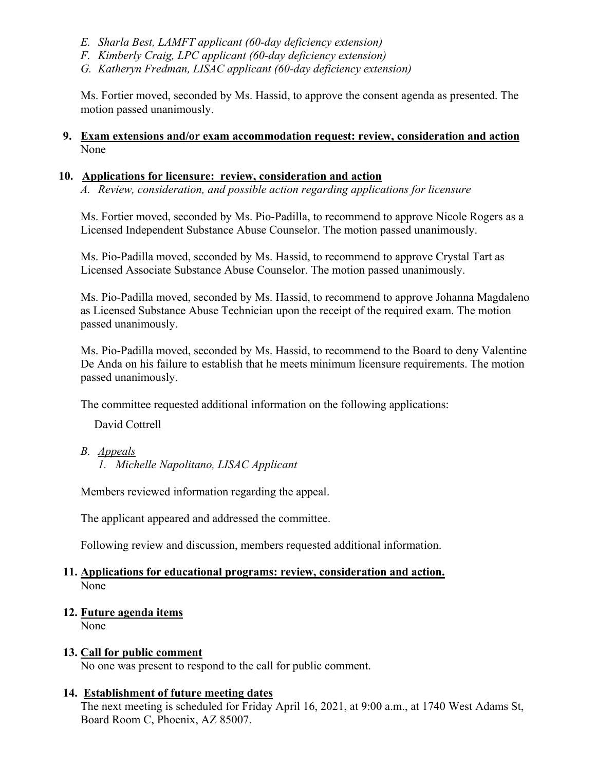*E. Sharla Best, LAMFT applicant (60-day deficiency extension)*
*F. Kimberly Craig, LPC applicant (60-day deficiency extension)*
*G. Katheryn Fredman, LISAC applicant (60-day deficiency extension)*

Ms. Fortier moved, seconded by Ms. Hassid, to approve the consent agenda as presented. The motion passed unanimously.

**9. <u>Exam extensions and/or exam accommodation request: review, consideration and action</u>**
None

**10. <u>Applications for licensure: review, consideration and action</u>**

*A. Review, consideration, and possible action regarding applications for licensure*

Ms. Fortier moved, seconded by Ms. Pio-Padilla, to recommend to approve Nicole Rogers as a Licensed Independent Substance Abuse Counselor. The motion passed unanimously.

Ms. Pio-Padilla moved, seconded by Ms. Hassid, to recommend to approve Crystal Tart as Licensed Associate Substance Abuse Counselor. The motion passed unanimously.

Ms. Pio-Padilla moved, seconded by Ms. Hassid, to recommend to approve Johanna Magdaleno as Licensed Substance Abuse Technician upon the receipt of the required exam. The motion passed unanimously.

Ms. Pio-Padilla moved, seconded by Ms. Hassid, to recommend to the Board to deny Valentine De Anda on his failure to establish that he meets minimum licensure requirements. The motion passed unanimously.

The committee requested additional information on the following applications:

David Cottrell

*B. <u>Appeals</u>*

*1. Michelle Napolitano, LISAC Applicant*

Members reviewed information regarding the appeal.

The applicant appeared and addressed the committee.

Following review and discussion, members requested additional information.

**11. <u>Applications for educational programs: review, consideration and action.</u>**
None

**12. <u>Future agenda items</u>**
None

**13. <u>Call for public comment</u>**
No one was present to respond to the call for public comment.

**14. <u>Establishment of future meeting dates</u>**
The next meeting is scheduled for Friday April 16, 2021, at 9:00 a.m., at 1740 West Adams St, Board Room C, Phoenix, AZ 85007.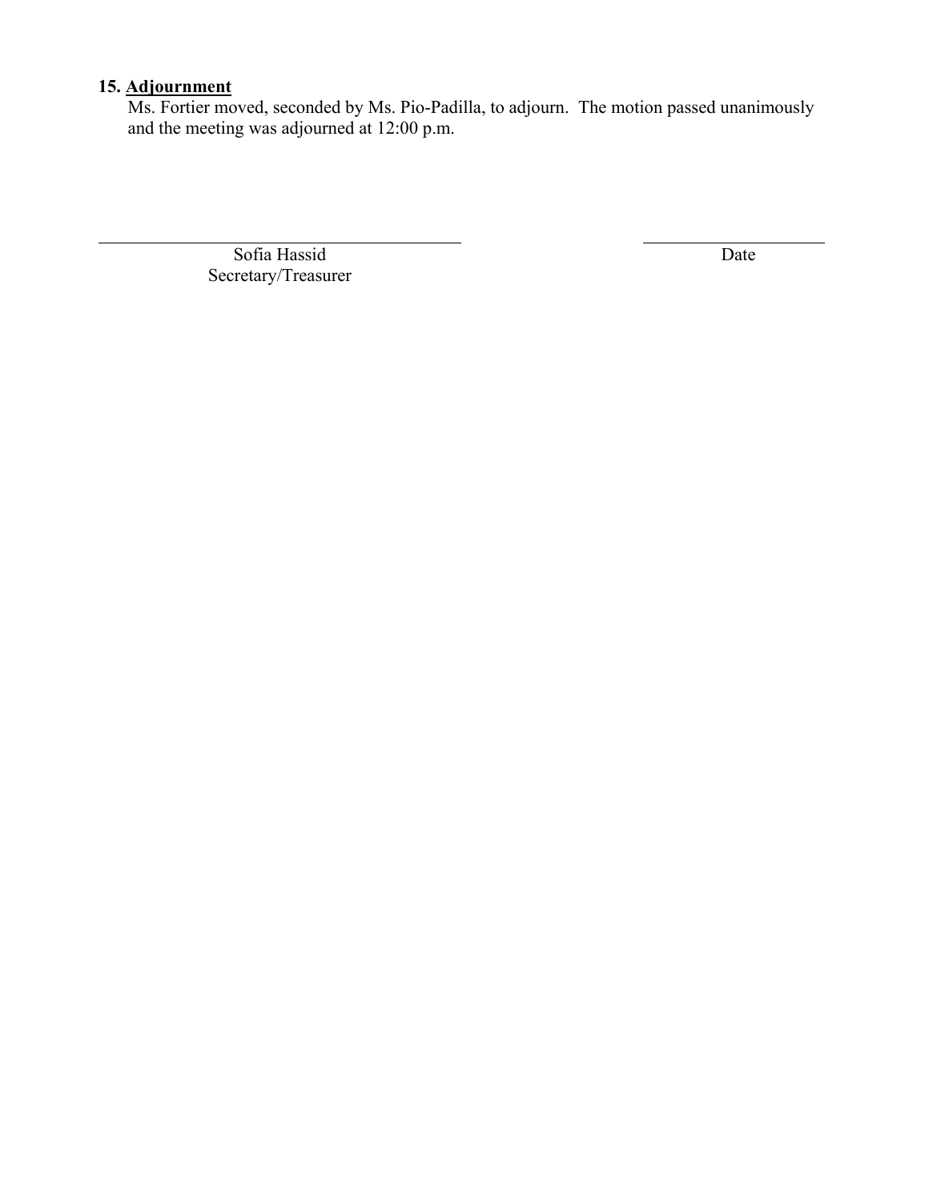**15. Adjournment**

Ms. Fortier moved, seconded by Ms. Pio-Padilla, to adjourn. The motion passed unanimously and the meeting was adjourned at 12:00 p.m.

\_\_\_\_\_\_\_\_\_\_\_\_\_\_\_\_\_\_\_\_\_\_\_\_\_\_\_\_\_\_\_\_\_\_\_\_ \_\_\_\_\_\_\_\_\_\_\_\_\_\_\_\_\_\_

Sofia Hassid
Secretary/Treasurer

Date